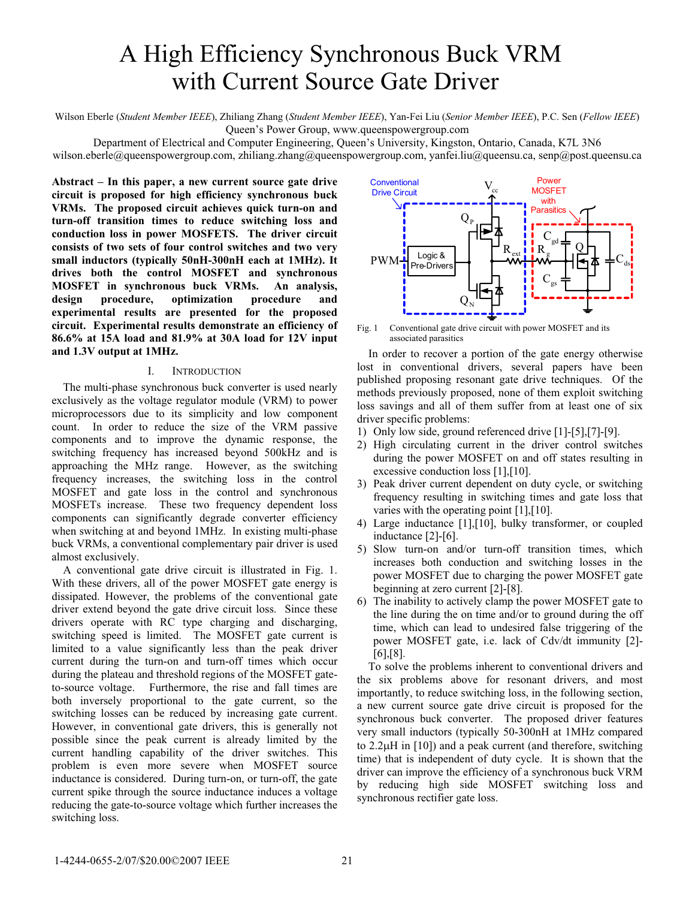# A High Efficiency Synchronous Buck VRM with Current Source Gate Driver

Wilson Eberle (*Student Member IEEE*), Zhiliang Zhang (*Student Member IEEE*), Yan-Fei Liu (*Senior Member IEEE*), P.C. Sen (*Fellow IEEE*)
Queen's Power Group, www.queenspowergroup.com
Department of Electrical and Computer Engineering, Queen's University, Kingston, Ontario, Canada, K7L 3N6
wilson.eberle@queenspowergroup.com, zhiliang.zhang@queenspowergroup.com, yanfei.liu@queensu.ca, senp@post.queensu.ca

**Abstract – In this paper, a new current source gate drive circuit is proposed for high efficiency synchronous buck VRMs. The proposed circuit achieves quick turn-on and turn-off transition times to reduce switching loss and conduction loss in power MOSFETS. The driver circuit consists of two sets of four control switches and two very small inductors (typically 50nH-300nH each at 1MHz). It drives both the control MOSFET and synchronous MOSFET in synchronous buck VRMs. An analysis, design procedure, optimization procedure and experimental results are presented for the proposed circuit. Experimental results demonstrate an efficiency of 86.6% at 15A load and 81.9% at 30A load for 12V input and 1.3V output at 1MHz.**

## I. Introduction

The multi-phase synchronous buck converter is used nearly exclusively as the voltage regulator module (VRM) to power microprocessors due to its simplicity and low component count. In order to reduce the size of the VRM passive components and to improve the dynamic response, the switching frequency has increased beyond 500kHz and is approaching the MHz range. However, as the switching frequency increases, the switching loss in the control MOSFET and gate loss in the control and synchronous MOSFETs increase. These two frequency dependent loss components can significantly degrade converter efficiency when switching at and beyond 1MHz. In existing multi-phase buck VRMs, a conventional complementary pair driver is used almost exclusively.

A conventional gate drive circuit is illustrated in Fig. 1. With these drivers, all of the power MOSFET gate energy is dissipated. However, the problems of the conventional gate driver extend beyond the gate drive circuit loss. Since these drivers operate with RC type charging and discharging, switching speed is limited. The MOSFET gate current is limited to a value significantly less than the peak driver current during the turn-on and turn-off times which occur during the plateau and threshold regions of the MOSFET gate-to-source voltage. Furthermore, the rise and fall times are both inversely proportional to the gate current, so the switching losses can be reduced by increasing gate current. However, in conventional gate drivers, this is generally not possible since the peak current is already limited by the current handling capability of the driver switches. This problem is even more severe when MOSFET source inductance is considered. During turn-on, or turn-off, the gate current spike through the source inductance induces a voltage reducing the gate-to-source voltage which further increases the switching loss.

Conventional Drive Circuit
Power MOSFET with Parasitics
$V_{cc}$
$Q_P$
PWM
Logic & Pre-Drivers
$R_{ext}$
$R_g$
$C_{gd}$
$Q$
$C_{ds}$
$C_{gs}$
$Q_N$

Fig. 1 Conventional gate drive circuit with power MOSFET and its associated parasitics

In order to recover a portion of the gate energy otherwise lost in conventional drivers, several papers have been published proposing resonant gate drive techniques. Of the methods previously proposed, none of them exploit switching loss savings and all of them suffer from at least one of six driver specific problems:

1) Only low side, ground referenced drive [1]-[5],[7]-[9].
2) High circulating current in the driver control switches during the power MOSFET on and off states resulting in excessive conduction loss [1],[10].
3) Peak driver current dependent on duty cycle, or switching frequency resulting in switching times and gate loss that varies with the operating point [1],[10].
4) Large inductance [1],[10], bulky transformer, or coupled inductance [2]-[6].
5) Slow turn-on and/or turn-off transition times, which increases both conduction and switching losses in the power MOSFET due to charging the power MOSFET gate beginning at zero current [2]-[8].
6) The inability to actively clamp the power MOSFET gate to the line during the on time and/or to ground during the off time, which can lead to undesired false triggering of the power MOSFET gate, i.e. lack of Cdv/dt immunity [2]-[6],[8].

To solve the problems inherent to conventional drivers and the six problems above for resonant drivers, and most importantly, to reduce switching loss, in the following section, a new current source gate drive circuit is proposed for the synchronous buck converter. The proposed driver features very small inductors (typically 50-300nH at 1MHz compared to 2.2µH in [10]) and a peak current (and therefore, switching time) that is independent of duty cycle. It is shown that the driver can improve the efficiency of a synchronous buck VRM by reducing high side MOSFET switching loss and synchronous rectifier gate loss.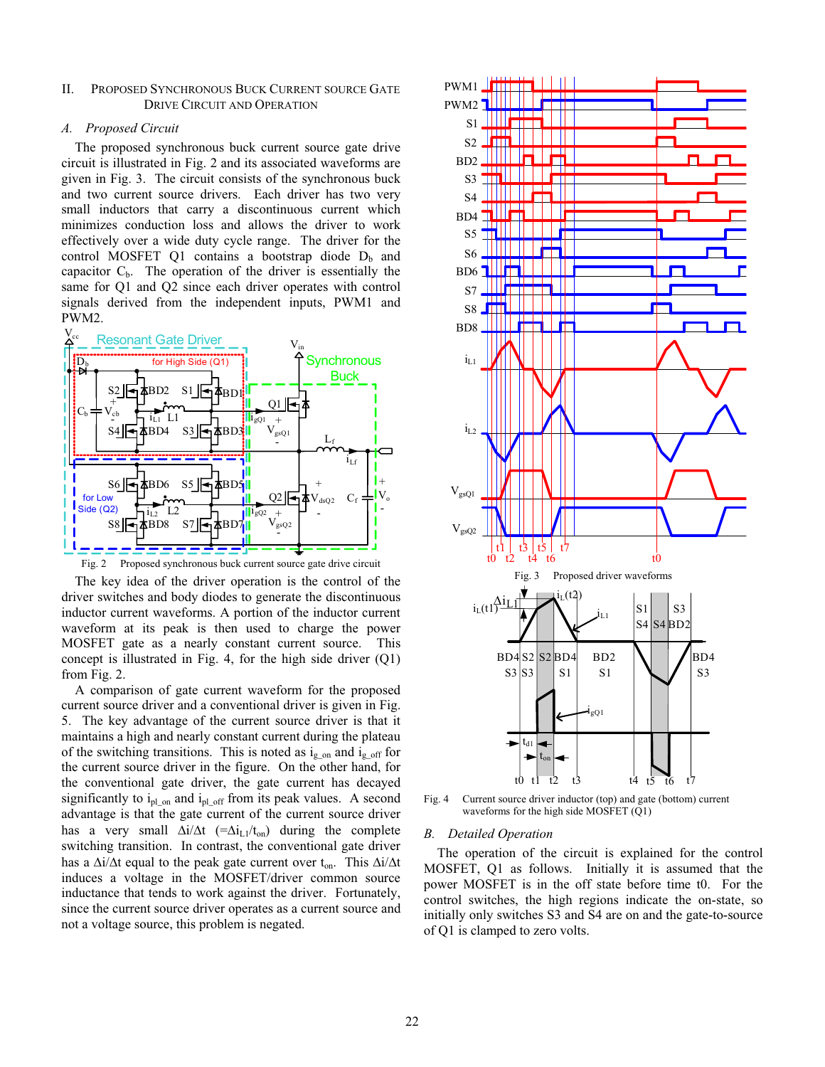## II. Proposed Synchronous Buck Current source Gate Drive Circuit and Operation

### *A. Proposed Circuit*

The proposed synchronous buck current source gate drive circuit is illustrated in Fig. 2 and its associated waveforms are given in Fig. 3. The circuit consists of the synchronous buck and two current source drivers. Each driver has two very small inductors that carry a discontinuous current which minimizes conduction loss and allows the driver to work effectively over a wide duty cycle range. The driver for the control MOSFET Q1 contains a bootstrap diode $D_b$ and capacitor $C_b$. The operation of the driver is essentially the same for Q1 and Q2 since each driver operates with control signals derived from the independent inputs, PWM1 and PWM2.

Fig. 2 Proposed synchronous buck current source gate drive circuit

The key idea of the driver operation is the control of the driver switches and body diodes to generate the discontinuous inductor current waveforms. A portion of the inductor current waveform at its peak is then used to charge the power MOSFET gate as a nearly constant current source. This concept is illustrated in Fig. 4, for the high side driver (Q1) from Fig. 2.

A comparison of gate current waveform for the proposed current source driver and a conventional driver is given in Fig. 5. The key advantage of the current source driver is that it maintains a high and nearly constant current during the plateau of the switching transitions. This is noted as $i_{g\_on}$ and $i_{g\_off}$ for the current source driver in the figure. On the other hand, for the conventional gate driver, the gate current has decayed significantly to $i_{pl\_on}$ and $i_{pl\_off}$ from its peak values. A second advantage is that the gate current of the current source driver has a very small $\Delta i/\Delta t$ ($=\Delta i_{L1}/t_{on}$) during the complete switching transition. In contrast, the conventional gate driver has a $\Delta i/\Delta t$ equal to the peak gate current over $t_{on}$. This $\Delta i/\Delta t$ induces a voltage in the MOSFET/driver common source inductance that tends to work against the driver. Fortunately, since the current source driver operates as a current source and not a voltage source, this problem is negated.

Fig. 3 Proposed driver waveforms

Fig. 4 Current source driver inductor (top) and gate (bottom) current waveforms for the high side MOSFET (Q1)

### *B. Detailed Operation*

The operation of the circuit is explained for the control MOSFET, Q1 as follows. Initially it is assumed that the power MOSFET is in the off state before time t0. For the control switches, the high regions indicate the on-state, so initially only switches S3 and S4 are on and the gate-to-source of Q1 is clamped to zero volts.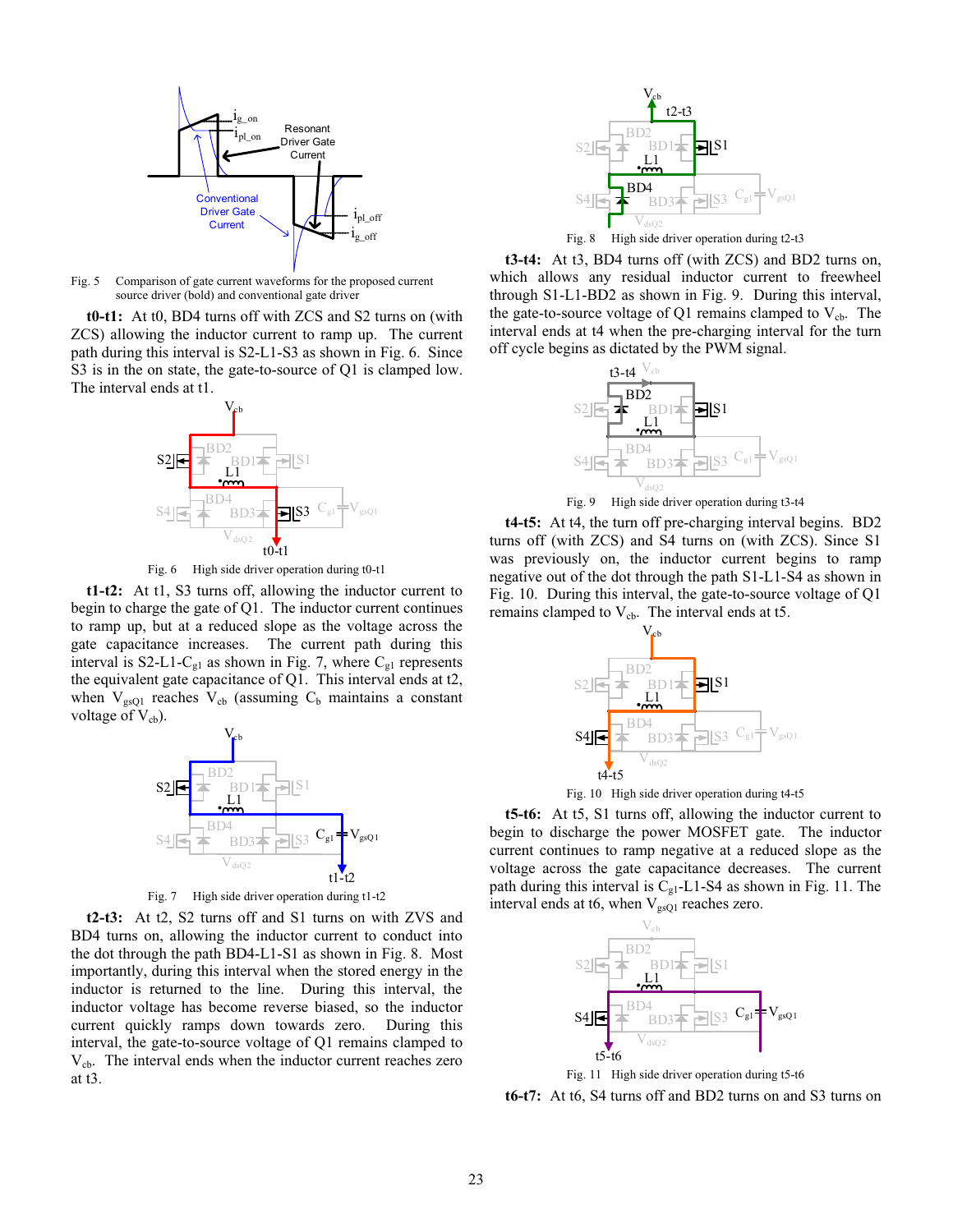Fig. 5 Comparison of gate current waveforms for the proposed current source driver (bold) and conventional gate driver

**t0-t1:** At t0, BD4 turns off with ZCS and S2 turns on (with ZCS) allowing the inductor current to ramp up. The current path during this interval is S2-L1-S3 as shown in Fig. 6. Since S3 is in the on state, the gate-to-source of Q1 is clamped low. The interval ends at t1.

Fig. 6 High side driver operation during t0-t1

**t1-t2:** At t1, S3 turns off, allowing the inductor current to begin to charge the gate of Q1. The inductor current continues to ramp up, but at a reduced slope as the voltage across the gate capacitance increases. The current path during this interval is S2-L1-$C_{g1}$ as shown in Fig. 7, where $C_{g1}$ represents the equivalent gate capacitance of Q1. This interval ends at t2, when $V_{gsQ1}$ reaches $V_{cb}$ (assuming $C_b$ maintains a constant voltage of $V_{cb}$).

Fig. 7 High side driver operation during t1-t2

**t2-t3:** At t2, S2 turns off and S1 turns on with ZVS and BD4 turns on, allowing the inductor current to conduct into the dot through the path BD4-L1-S1 as shown in Fig. 8. Most importantly, during this interval when the stored energy in the inductor is returned to the line. During this interval, the inductor voltage has become reverse biased, so the inductor current quickly ramps down towards zero. During this interval, the gate-to-source voltage of Q1 remains clamped to $V_{cb}$. The interval ends when the inductor current reaches zero at t3.

Fig. 8 High side driver operation during t2-t3

**t3-t4:** At t3, BD4 turns off (with ZCS) and BD2 turns on, which allows any residual inductor current to freewheel through S1-L1-BD2 as shown in Fig. 9. During this interval, the gate-to-source voltage of Q1 remains clamped to $V_{cb}$. The interval ends at t4 when the pre-charging interval for the turn off cycle begins as dictated by the PWM signal.

Fig. 9 High side driver operation during t3-t4

**t4-t5:** At t4, the turn off pre-charging interval begins. BD2 turns off (with ZCS) and S4 turns on (with ZCS). Since S1 was previously on, the inductor current begins to ramp negative out of the dot through the path S1-L1-S4 as shown in Fig. 10. During this interval, the gate-to-source voltage of Q1 remains clamped to $V_{cb}$. The interval ends at t5.

Fig. 10 High side driver operation during t4-t5

**t5-t6:** At t5, S1 turns off, allowing the inductor current to begin to discharge the power MOSFET gate. The inductor current continues to ramp negative at a reduced slope as the voltage across the gate capacitance decreases. The current path during this interval is $C_{g1}$-L1-S4 as shown in Fig. 11. The interval ends at t6, when $V_{gsQ1}$ reaches zero.

Fig. 11 High side driver operation during t5-t6

**t6-t7:** At t6, S4 turns off and BD2 turns on and S3 turns on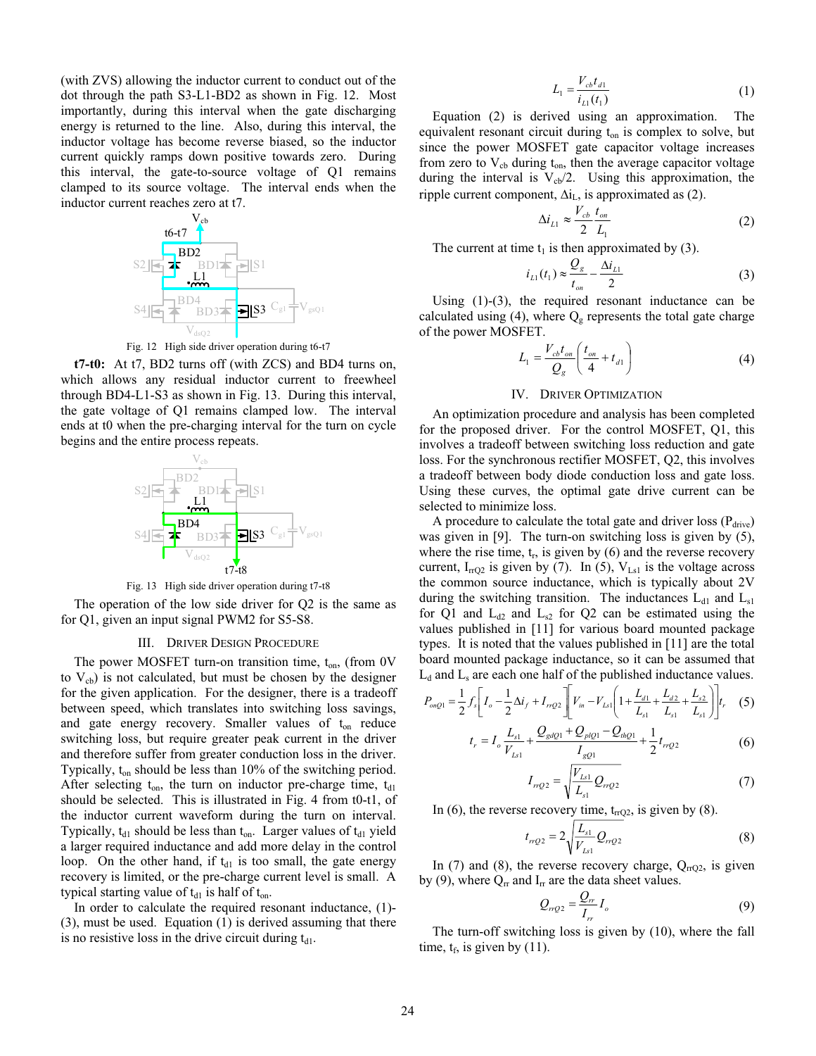(with ZVS) allowing the inductor current to conduct out of the dot through the path S3-L1-BD2 as shown in Fig. 12. Most importantly, during this interval when the gate discharging energy is returned to the line. Also, during this interval, the inductor voltage has become reverse biased, so the inductor current quickly ramps down positive towards zero. During this interval, the gate-to-source voltage of Q1 remains clamped to its source voltage. The interval ends when the inductor current reaches zero at t7.

Fig. 12 High side driver operation during t6-t7

**t7-t0:** At t7, BD2 turns off (with ZCS) and BD4 turns on, which allows any residual inductor current to freewheel through BD4-L1-S3 as shown in Fig. 13. During this interval, the gate voltage of Q1 remains clamped low. The interval ends at t0 when the pre-charging interval for the turn on cycle begins and the entire process repeats.

Fig. 13 High side driver operation during t7-t8

The operation of the low side driver for Q2 is the same as for Q1, given an input signal PWM2 for S5-S8.

## III. Driver Design Procedure

The power MOSFET turn-on transition time, $t_{on}$, (from 0V to $V_{cb}$) is not calculated, but must be chosen by the designer for the given application. For the designer, there is a tradeoff between speed, which translates into switching loss savings, and gate energy recovery. Smaller values of $t_{on}$ reduce switching loss, but require greater peak current in the driver and therefore suffer from greater conduction loss in the driver. Typically, $t_{on}$ should be less than 10% of the switching period. After selecting $t_{on}$, the turn on inductor pre-charge time, $t_{d1}$ should be selected. This is illustrated in Fig. 4 from t0-t1, of the inductor current waveform during the turn on interval. Typically, $t_{d1}$ should be less than $t_{on}$. Larger values of $t_{d1}$ yield a larger required inductance and add more delay in the control loop. On the other hand, if $t_{d1}$ is too small, the gate energy recovery is limited, or the pre-charge current level is small. A typical starting value of $t_{d1}$ is half of $t_{on}$.

In order to calculate the required resonant inductance, (1)-(3), must be used. Equation (1) is derived assuming that there is no resistive loss in the drive circuit during $t_{d1}$.

$$L_1 = \frac{V_{cb} t_{d1}}{i_{L1}(t_1)} \tag{1}$$

Equation (2) is derived using an approximation. The equivalent resonant circuit during $t_{on}$ is complex to solve, but since the power MOSFET gate capacitor voltage increases from zero to $V_{cb}$ during $t_{on}$, then the average capacitor voltage during the interval is $V_{cb}/2$. Using this approximation, the ripple current component, $\Delta i_L$, is approximated as (2).

$$\Delta i_{L1} \approx \frac{V_{cb}}{2} \frac{t_{on}}{L_1} \tag{2}$$

The current at time $t_1$ is then approximated by (3).

$$i_{L1}(t_1) \approx \frac{Q_g}{t_{on}} - \frac{\Delta i_{L1}}{2} \tag{3}$$

Using (1)-(3), the required resonant inductance can be calculated using (4), where $Q_g$ represents the total gate charge of the power MOSFET.

$$L_1 = \frac{V_{cb} t_{on}}{Q_g} \left( \frac{t_{on}}{4} + t_{d1} \right) \tag{4}$$

## IV. Driver Optimization

An optimization procedure and analysis has been completed for the proposed driver. For the control MOSFET, Q1, this involves a tradeoff between switching loss reduction and gate loss. For the synchronous rectifier MOSFET, Q2, this involves a tradeoff between body diode conduction loss and gate loss. Using these curves, the optimal gate drive current can be selected to minimize loss.

A procedure to calculate the total gate and driver loss ($P_{drive}$) was given in [9]. The turn-on switching loss is given by (5), where the rise time, $t_r$, is given by (6) and the reverse recovery current, $I_{rrQ2}$ is given by (7). In (5), $V_{Ls1}$ is the voltage across the common source inductance, which is typically about 2V during the switching transition. The inductances $L_{d1}$ and $L_{s1}$ for Q1 and $L_{d2}$ and $L_{s2}$ for Q2 can be estimated using the values published in [11] for various board mounted package types. It is noted that the values published in [11] are the total board mounted package inductance, so it can be assumed that $L_d$ and $L_s$ are each one half of the published inductance values.

$$P_{onQ1} = \frac{1}{2} f_s \left[ I_o - \frac{1}{2}\Delta i_f + I_{rrQ2} \right] \left[ V_{in} - V_{Ls1} \left( 1 + \frac{L_{d1}}{L_{s1}} + \frac{L_{d2}}{L_{s1}} + \frac{L_{s2}}{L_{s1}} \right) \right] t_r \tag{5}$$

$$t_r = I_o \frac{L_{s1}}{V_{Ls1}} + \frac{Q_{gdQ1} + Q_{plQ1} - Q_{thQ1}}{I_{gQ1}} + \frac{1}{2} t_{rrQ2} \tag{6}$$

$$I_{rrQ2} = \sqrt{\frac{V_{Ls1}}{L_{s1}} Q_{rrQ2}} \tag{7}$$

In (6), the reverse recovery time, $t_{rrQ2}$, is given by (8).

$$t_{rrQ2} = 2\sqrt{\frac{L_{s1}}{V_{Ls1}} Q_{rrQ2}} \tag{8}$$

In (7) and (8), the reverse recovery charge, $Q_{rrQ2}$, is given by (9), where $Q_{rr}$ and $I_{rr}$ are the data sheet values.

$$Q_{rrQ2} = \frac{Q_{rr}}{I_{rr}} I_o \tag{9}$$

The turn-off switching loss is given by (10), where the fall time, $t_f$, is given by (11).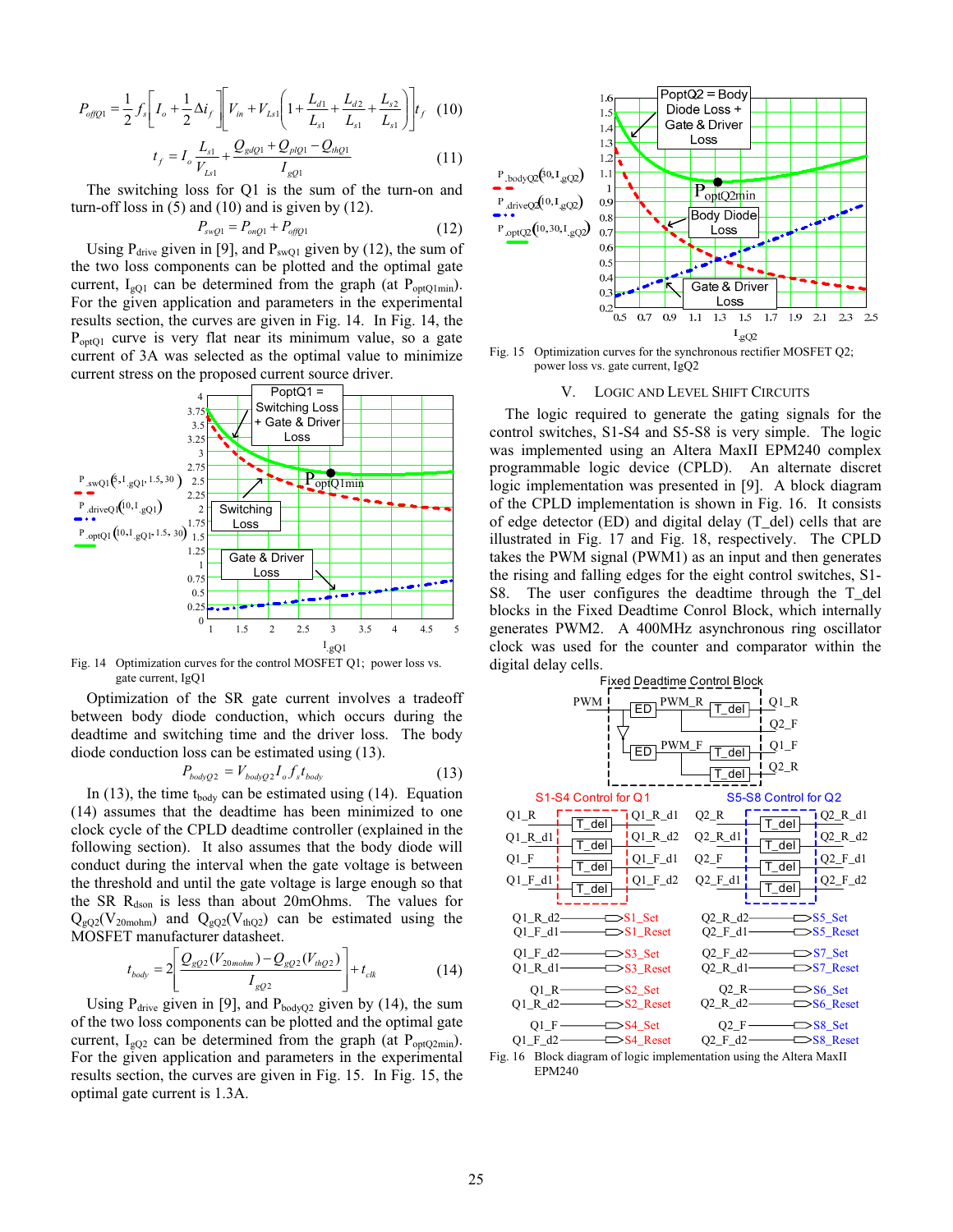$$P_{offQ1} = \frac{1}{2} f_s \left[ I_o + \frac{1}{2} \Delta i_f \right] \left[ V_{in} + V_{Ls1} \left( 1 + \frac{L_{d1}}{L_{s1}} + \frac{L_{d2}}{L_{s1}} + \frac{L_{s2}}{L_{s1}} \right) \right] t_f \quad (10)$$

$$t_f = I_o \frac{L_{s1}}{V_{Ls1}} + \frac{Q_{gdQ1} + Q_{plQ1} - Q_{thQ1}}{I_{gQ1}} \quad (11)$$

The switching loss for Q1 is the sum of the turn-on and turn-off loss in (5) and (10) and is given by (12).

$$P_{swQ1} = P_{onQ1} + P_{offQ1} \quad (12)$$

Using $P_{drive}$ given in [9], and $P_{swQ1}$ given by (12), the sum of the two loss components can be plotted and the optimal gate current, $I_{gQ1}$ can be determined from the graph (at $P_{optQ1min}$). For the given application and parameters in the experimental results section, the curves are given in Fig. 14. In Fig. 14, the $P_{optQ1}$ curve is very flat near its minimum value, so a gate current of 3A was selected as the optimal value to minimize current stress on the proposed current source driver.

Fig. 14 Optimization curves for the control MOSFET Q1; power loss vs. gate current, IgQ1

Optimization of the SR gate current involves a tradeoff between body diode conduction, which occurs during the deadtime and switching time and the driver loss. The body diode conduction loss can be estimated using (13).

$$P_{bodyQ2} = V_{bodyQ2} I_o f_s t_{body} \quad (13)$$

In (13), the time $t_{body}$ can be estimated using (14). Equation (14) assumes that the deadtime has been minimized to one clock cycle of the CPLD deadtime controller (explained in the following section). It also assumes that the body diode will conduct during the interval when the gate voltage is between the threshold and until the gate voltage is large enough so that the SR $R_{dson}$ is less than about 20mOhms. The values for $Q_{gQ2}(V_{20mohm})$ and $Q_{gQ2}(V_{thQ2})$ can be estimated using the MOSFET manufacturer datasheet.

$$t_{body} = 2 \left[ \frac{Q_{gQ2}(V_{20mohm}) - Q_{gQ2}(V_{thQ2})}{I_{gQ2}} \right] + t_{clk} \quad (14)$$

Using $P_{drive}$ given in [9], and $P_{bodyQ2}$ given by (14), the sum of the two loss components can be plotted and the optimal gate current, $I_{gQ2}$ can be determined from the graph (at $P_{optQ2min}$). For the given application and parameters in the experimental results section, the curves are given in Fig. 15. In Fig. 15, the optimal gate current is 1.3A.

Fig. 15 Optimization curves for the synchronous rectifier MOSFET Q2; power loss vs. gate current, IgQ2

## V. Logic and Level Shift Circuits

The logic required to generate the gating signals for the control switches, S1-S4 and S5-S8 is very simple. The logic was implemented using an Altera MaxII EPM240 complex programmable logic device (CPLD). An alternate discret logic implementation was presented in [9]. A block diagram of the CPLD implementation is shown in Fig. 16. It consists of edge detector (ED) and digital delay (T_del) cells that are illustrated in Fig. 17 and Fig. 18, respectively. The CPLD takes the PWM signal (PWM1) as an input and then generates the rising and falling edges for the eight control switches, S1-S8. The user configures the deadtime through the T_del blocks in the Fixed Deadtime Conrol Block, which internally generates PWM2. A 400MHz asynchronous ring oscillator clock was used for the counter and comparator within the digital delay cells.

Fig. 16 Block diagram of logic implementation using the Altera MaxII EPM240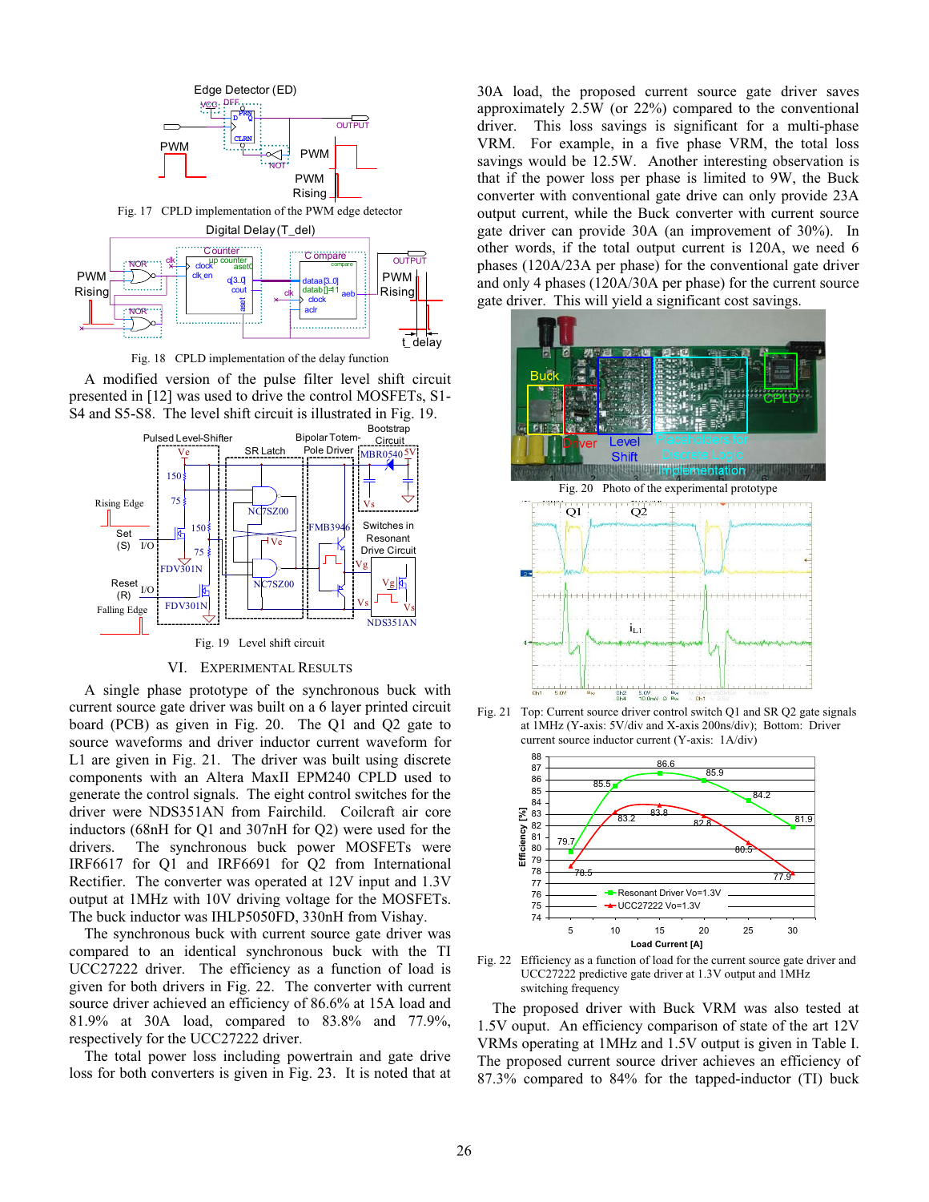Fig. 17 CPLD implementation of the PWM edge detector

Fig. 18 CPLD implementation of the delay function

A modified version of the pulse filter level shift circuit presented in [12] was used to drive the control MOSFETs, S1-S4 and S5-S8. The level shift circuit is illustrated in Fig. 19.

Fig. 19 Level shift circuit

## VI. EXPERIMENTAL RESULTS

A single phase prototype of the synchronous buck with current source gate driver was built on a 6 layer printed circuit board (PCB) as given in Fig. 20. The Q1 and Q2 gate to source waveforms and driver inductor current waveform for L1 are given in Fig. 21. The driver was built using discrete components with an Altera MaxII EPM240 CPLD used to generate the control signals. The eight control switches for the driver were NDS351AN from Fairchild. Coilcraft air core inductors (68nH for Q1 and 307nH for Q2) were used for the drivers. The synchronous buck power MOSFETs were IRF6617 for Q1 and IRF6691 for Q2 from International Rectifier. The converter was operated at 12V input and 1.3V output at 1MHz with 10V driving voltage for the MOSFETs. The buck inductor was IHLP5050FD, 330nH from Vishay.

The synchronous buck with current source gate driver was compared to an identical synchronous buck with the TI UCC27222 driver. The efficiency as a function of load is given for both drivers in Fig. 22. The converter with current source driver achieved an efficiency of 86.6% at 15A load and 81.9% at 30A load, compared to 83.8% and 77.9%, respectively for the UCC27222 driver.

The total power loss including powertrain and gate drive loss for both converters is given in Fig. 23. It is noted that at 30A load, the proposed current source gate driver saves approximately 2.5W (or 22%) compared to the conventional driver. This loss savings is significant for a multi-phase VRM. For example, in a five phase VRM, the total loss savings would be 12.5W. Another interesting observation is that if the power loss per phase is limited to 9W, the Buck converter with conventional gate drive can only provide 23A output current, while the Buck converter with current source gate driver can provide 30A (an improvement of 30%). In other words, if the total output current is 120A, we need 6 phases (120A/23A per phase) for the conventional gate driver and only 4 phases (120A/30A per phase) for the current source gate driver. This will yield a significant cost savings.

Fig. 20 Photo of the experimental prototype

Fig. 21 Top: Current source driver control switch Q1 and SR Q2 gate signals at 1MHz (Y-axis: 5V/div and X-axis 200ns/div); Bottom: Driver current source inductor current (Y-axis: 1A/div)

Fig. 22 Efficiency as a function of load for the current source gate driver and UCC27222 predictive gate driver at 1.3V output and 1MHz switching frequency

The proposed driver with Buck VRM was also tested at 1.5V ouput. An efficiency comparison of state of the art 12V VRMs operating at 1MHz and 1.5V output is given in Table I. The proposed current source driver achieves an efficiency of 87.3% compared to 84% for the tapped-inductor (TI) buck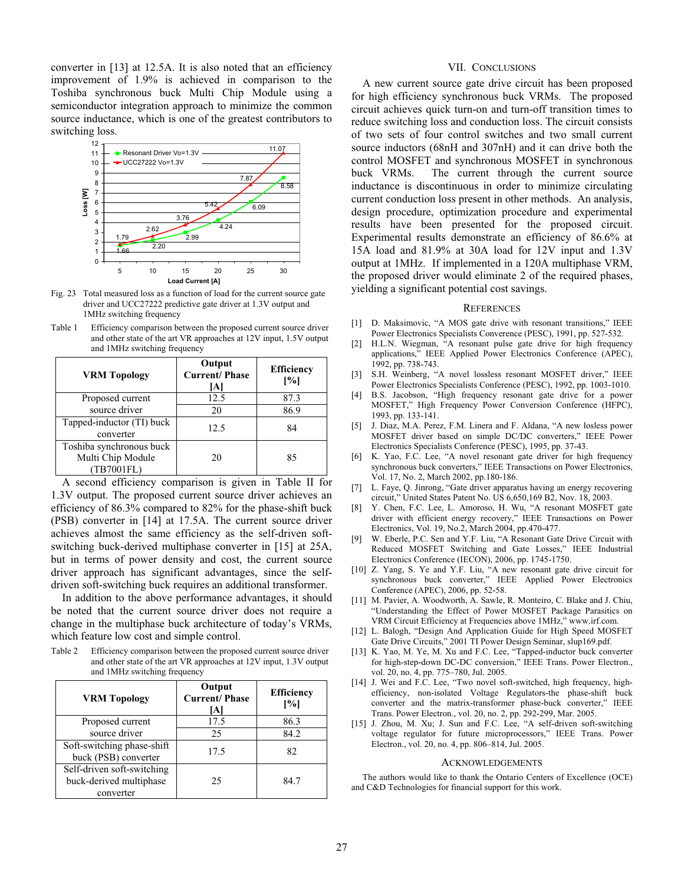converter in [13] at 12.5A. It is also noted that an efficiency improvement of 1.9% is achieved in comparison to the Toshiba synchronous buck Multi Chip Module using a semiconductor integration approach to minimize the common source inductance, which is one of the greatest contributors to switching loss.

Resonant Driver Vo=1.3V
UCC27222 Vo=1.3V
Loss [W]
Load Current [A]
0 1 2 3 4 5 6 7 8 9 10 11 12
5 10 15 20 25 30
1.79 2.62 3.76 5.42 7.87 11.07
1.66 2.20 2.99 4.24 6.09 8.58

Fig. 23 Total measured loss as a function of load for the current source gate driver and UCC27222 predictive gate driver at 1.3V output and 1MHz switching frequency

Table 1 Efficiency comparison between the proposed current source driver and other state of the art VR approaches at 12V input, 1.5V output and 1MHz switching frequency

| VRM Topology | Output Current/ Phase [A] | Efficiency [%] |
|---|---|---|
| Proposed current source driver | 12.5 | 87.3 |
| | 20 | 86.9 |
| Tapped-inductor (TI) buck converter | 12.5 | 84 |
| Toshiba synchronous buck Multi Chip Module (TB7001FL) | 20 | 85 |

A second efficiency comparison is given in Table II for 1.3V output. The proposed current source driver achieves an efficiency of 86.3% compared to 82% for the phase-shift buck (PSB) converter in [14] at 17.5A. The current source driver achieves almost the same efficiency as the self-driven soft-switching buck-derived multiphase converter in [15] at 25A, but in terms of power density and cost, the current source driver approach has significant advantages, since the self-driven soft-switching buck requires an additional transformer.

In addition to the above performance advantages, it should be noted that the current source driver does not require a change in the multiphase buck architecture of today's VRMs, which feature low cost and simple control.

Table 2 Efficiency comparison between the proposed current source driver and other state of the art VR approaches at 12V input, 1.3V output and 1MHz switching frequency

| VRM Topology | Output Current/ Phase [A] | Efficiency [%] |
|---|---|---|
| Proposed current source driver | 17.5 | 86.3 |
| | 25 | 84.2 |
| Soft-switching phase-shift buck (PSB) converter | 17.5 | 82 |
| Self-driven soft-switching buck-derived multiphase converter | 25 | 84.7 |

## VII. Conclusions

A new current source gate drive circuit has been proposed for high efficiency synchronous buck VRMs. The proposed circuit achieves quick turn-on and turn-off transition times to reduce switching loss and conduction loss. The circuit consists of two sets of four control switches and two small current source inductors (68nH and 307nH) and it can drive both the control MOSFET and synchronous MOSFET in synchronous buck VRMs. The current through the current source inductance is discontinuous in order to minimize circulating current conduction loss present in other methods. An analysis, design procedure, optimization procedure and experimental results have been presented for the proposed circuit. Experimental results demonstrate an efficiency of 86.6% at 15A load and 81.9% at 30A load for 12V input and 1.3V output at 1MHz. If implemented in a 120A multiphase VRM, the proposed driver would eliminate 2 of the required phases, yielding a significant potential cost savings.

## References

[1] D. Maksimovic, "A MOS gate drive with resonant transitions," IEEE Power Electronics Specialists Converence (PESC), 1991, pp. 527-532.

[2] H.L.N. Wiegman, "A resonant pulse gate drive for high frequency applications," IEEE Applied Power Electronics Conference (APEC), 1992, pp. 738-743.

[3] S.H. Weinberg, "A novel lossless resonant MOSFET driver," IEEE Power Electronics Specialists Conference (PESC), 1992, pp. 1003-1010.

[4] B.S. Jacobson, "High frequency resonant gate drive for a power MOSFET," High Frequency Power Conversion Conference (HFPC), 1993, pp. 133-141.

[5] J. Diaz, M.A. Perez, F.M. Linera and F. Aldana, "A new lossless power MOSFET driver based on simple DC/DC converters," IEEE Power Electronics Specialists Conference (PESC), 1995, pp. 37-43.

[6] K. Yao, F.C. Lee, "A novel resonant gate driver for high frequency synchronous buck converters," IEEE Transactions on Power Electronics, Vol. 17, No. 2, March 2002, pp.180-186.

[7] L. Faye, Q. Jinrong, "Gate driver apparatus having an energy recovering circuit," United States Patent No. US 6,650,169 B2, Nov. 18, 2003.

[8] Y. Chen, F.C. Lee, L. Amoroso, H. Wu, "A resonant MOSFET gate driver with efficient energy recovery," IEEE Transactions on Power Electronics, Vol. 19, No.2, March 2004, pp.470-477.

[9] W. Eberle, P.C. Sen and Y.F. Liu, "A Resonant Gate Drive Circuit with Reduced MOSFET Switching and Gate Losses," IEEE Industrial Electronics Conference (IECON), 2006, pp. 1745-1750.

[10] Z. Yang, S. Ye and Y.F. Liu, "A new resonant gate drive circuit for synchronous buck converter," IEEE Applied Power Electronics Conference (APEC), 2006, pp. 52-58.

[11] M. Pavier, A. Woodworth, A. Sawle, R. Monteiro, C. Blake and J. Chiu, "Understanding the Effect of Power MOSFET Package Parasitics on VRM Circuit Efficiency at Frequencies above 1MHz," www.irf.com.

[12] L. Balogh, "Design And Application Guide for High Speed MOSFET Gate Drive Circuits," 2001 TI Power Design Seminar, slup169.pdf.

[13] K. Yao, M. Ye, M. Xu and F.C. Lee, "Tapped-inductor buck converter for high-step-down DC-DC conversion," IEEE Trans. Power Electron., vol. 20, no. 4, pp. 775–780, Jul. 2005.

[14] J. Wei and F.C. Lee, "Two novel soft-switched, high frequency, high-efficiency, non-isolated Voltage Regulators-the phase-shift buck converter and the matrix-transformer phase-buck converter," IEEE Trans. Power Electron., vol. 20, no. 2, pp. 292-299, Mar. 2005.

[15] J. Zhou, M. Xu; J. Sun and F.C. Lee, "A self-driven soft-switching voltage regulator for future microprocessors," IEEE Trans. Power Electron., vol. 20, no. 4, pp. 806–814, Jul. 2005.

## Acknowledgements

The authors would like to thank the Ontario Centers of Excellence (OCE) and C&D Technologies for financial support for this work.